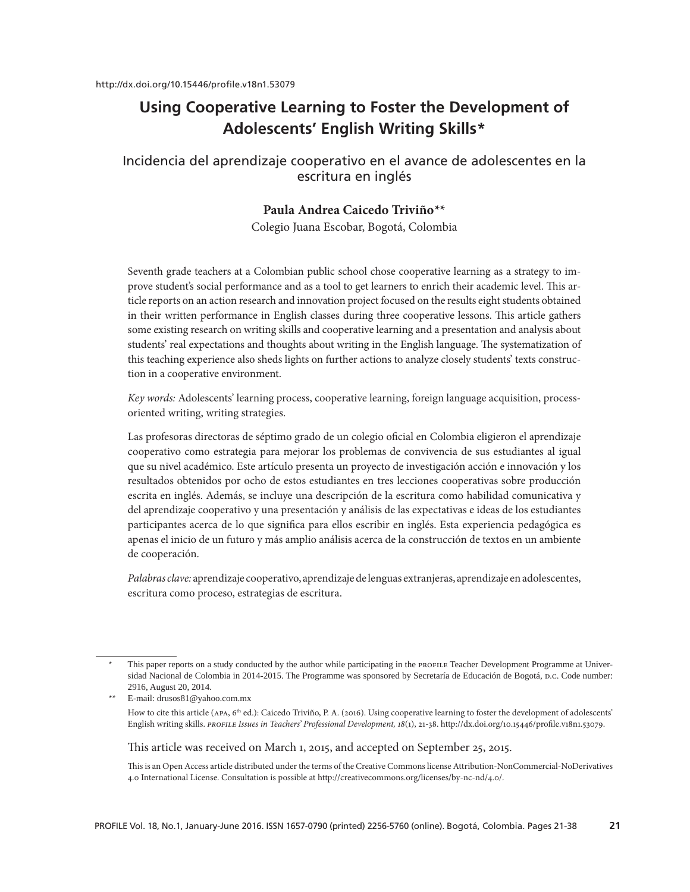http://dx.doi.org/10.15446/profile.v18n1.53079

# Using Cooperative Learning to Foster the Development of Adolescents' English Writing Skills*

## Incidencia del aprendizaje cooperativo en el avance de adolescentes en la escritura en inglés

**Paula Andrea Caicedo Triviño****

Colegio Juana Escobar, Bogotá, Colombia

Seventh grade teachers at a Colombian public school chose cooperative learning as a strategy to improve student's social performance and as a tool to get learners to enrich their academic level. This article reports on an action research and innovation project focused on the results eight students obtained in their written performance in English classes during three cooperative lessons. This article gathers some existing research on writing skills and cooperative learning and a presentation and analysis about students' real expectations and thoughts about writing in the English language. The systematization of this teaching experience also sheds lights on further actions to analyze closely students' texts construction in a cooperative environment.

*Key words:* Adolescents' learning process, cooperative learning, foreign language acquisition, process-oriented writing, writing strategies.

Las profesoras directoras de séptimo grado de un colegio oficial en Colombia eligieron el aprendizaje cooperativo como estrategia para mejorar los problemas de convivencia de sus estudiantes al igual que su nivel académico. Este artículo presenta un proyecto de investigación acción e innovación y los resultados obtenidos por ocho de estos estudiantes en tres lecciones cooperativas sobre producción escrita en inglés. Además, se incluye una descripción de la escritura como habilidad comunicativa y del aprendizaje cooperativo y una presentación y análisis de las expectativas e ideas de los estudiantes participantes acerca de lo que significa para ellos escribir en inglés. Esta experiencia pedagógica es apenas el inicio de un futuro y más amplio análisis acerca de la construcción de textos en un ambiente de cooperación.

*Palabras clave:* aprendizaje cooperativo, aprendizaje de lenguas extranjeras, aprendizaje en adolescentes, escritura como proceso, estrategias de escritura.

---

\* This paper reports on a study conducted by the author while participating in the PROFILE Teacher Development Programme at Universidad Nacional de Colombia in 2014-2015. The Programme was sponsored by Secretaría de Educación de Bogotá, D.C. Code number: 2916, August 20, 2014.

\*\* E-mail: drusos81@yahoo.com.mx

How to cite this article (APA, 6th ed.): Caicedo Triviño, P. A. (2016). Using cooperative learning to foster the development of adolescents' English writing skills. *PROFILE Issues in Teachers' Professional Development, 18*(1), 21-38. http://dx.doi.org/10.15446/profile.v18n1.53079.

This article was received on March 1, 2015, and accepted on September 25, 2015.

This is an Open Access article distributed under the terms of the Creative Commons license Attribution-NonCommercial-NoDerivatives 4.0 International License. Consultation is possible at http://creativecommons.org/licenses/by-nc-nd/4.0/.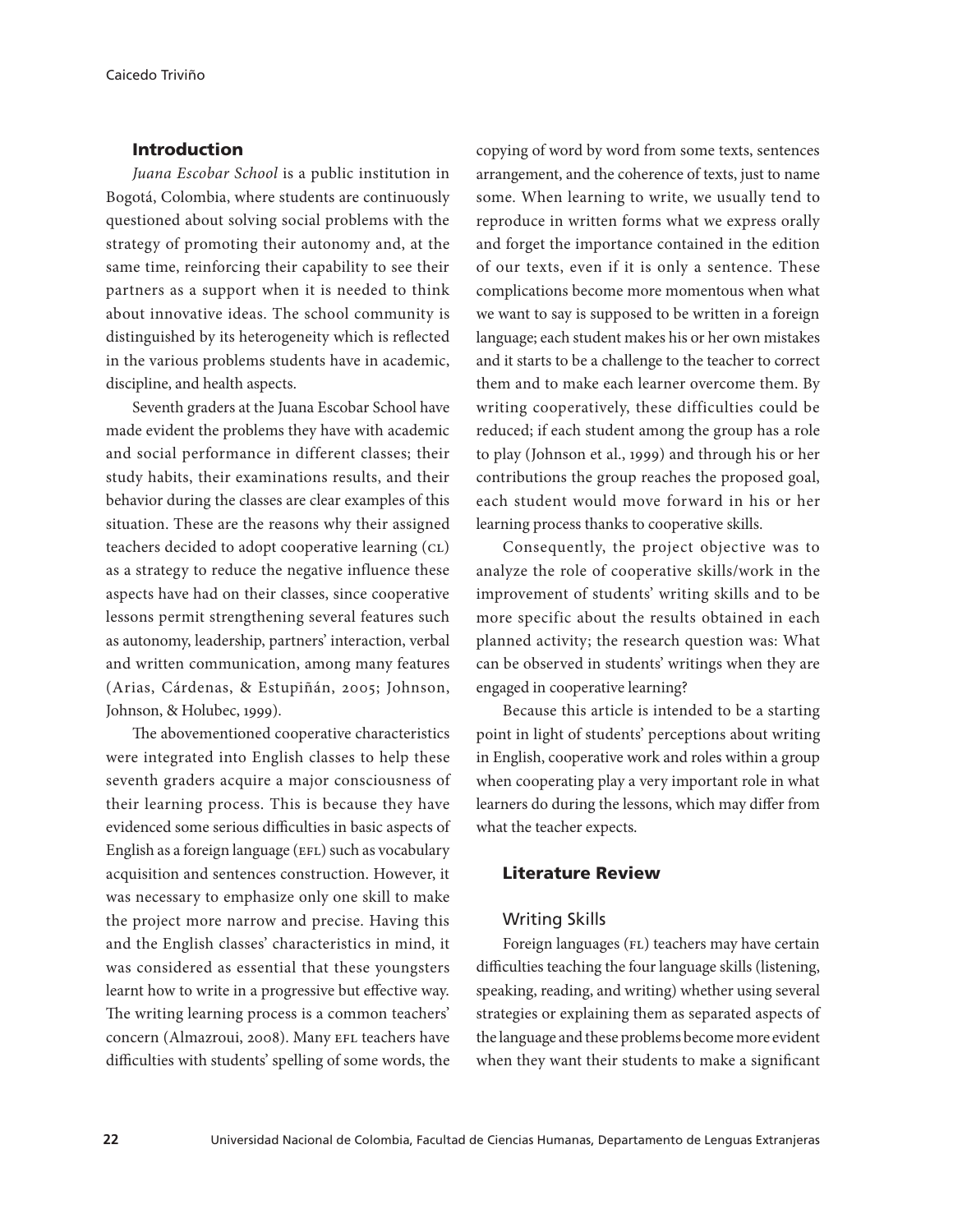## Introduction

*Juana Escobar School* is a public institution in Bogotá, Colombia, where students are continuously questioned about solving social problems with the strategy of promoting their autonomy and, at the same time, reinforcing their capability to see their partners as a support when it is needed to think about innovative ideas. The school community is distinguished by its heterogeneity which is reflected in the various problems students have in academic, discipline, and health aspects.

Seventh graders at the Juana Escobar School have made evident the problems they have with academic and social performance in different classes; their study habits, their examinations results, and their behavior during the classes are clear examples of this situation. These are the reasons why their assigned teachers decided to adopt cooperative learning (CL) as a strategy to reduce the negative influence these aspects have had on their classes, since cooperative lessons permit strengthening several features such as autonomy, leadership, partners' interaction, verbal and written communication, among many features (Arias, Cárdenas, & Estupiñán, 2005; Johnson, Johnson, & Holubec, 1999).

The abovementioned cooperative characteristics were integrated into English classes to help these seventh graders acquire a major consciousness of their learning process. This is because they have evidenced some serious difficulties in basic aspects of English as a foreign language (EFL) such as vocabulary acquisition and sentences construction. However, it was necessary to emphasize only one skill to make the project more narrow and precise. Having this and the English classes' characteristics in mind, it was considered as essential that these youngsters learnt how to write in a progressive but effective way. The writing learning process is a common teachers' concern (Almazroui, 2008). Many EFL teachers have difficulties with students' spelling of some words, the copying of word by word from some texts, sentences arrangement, and the coherence of texts, just to name some. When learning to write, we usually tend to reproduce in written forms what we express orally and forget the importance contained in the edition of our texts, even if it is only a sentence. These complications become more momentous when what we want to say is supposed to be written in a foreign language; each student makes his or her own mistakes and it starts to be a challenge to the teacher to correct them and to make each learner overcome them. By writing cooperatively, these difficulties could be reduced; if each student among the group has a role to play (Johnson et al., 1999) and through his or her contributions the group reaches the proposed goal, each student would move forward in his or her learning process thanks to cooperative skills.

Consequently, the project objective was to analyze the role of cooperative skills/work in the improvement of students' writing skills and to be more specific about the results obtained in each planned activity; the research question was: What can be observed in students' writings when they are engaged in cooperative learning?

Because this article is intended to be a starting point in light of students' perceptions about writing in English, cooperative work and roles within a group when cooperating play a very important role in what learners do during the lessons, which may differ from what the teacher expects.

## Literature Review

### Writing Skills

Foreign languages (FL) teachers may have certain difficulties teaching the four language skills (listening, speaking, reading, and writing) whether using several strategies or explaining them as separated aspects of the language and these problems become more evident when they want their students to make a significant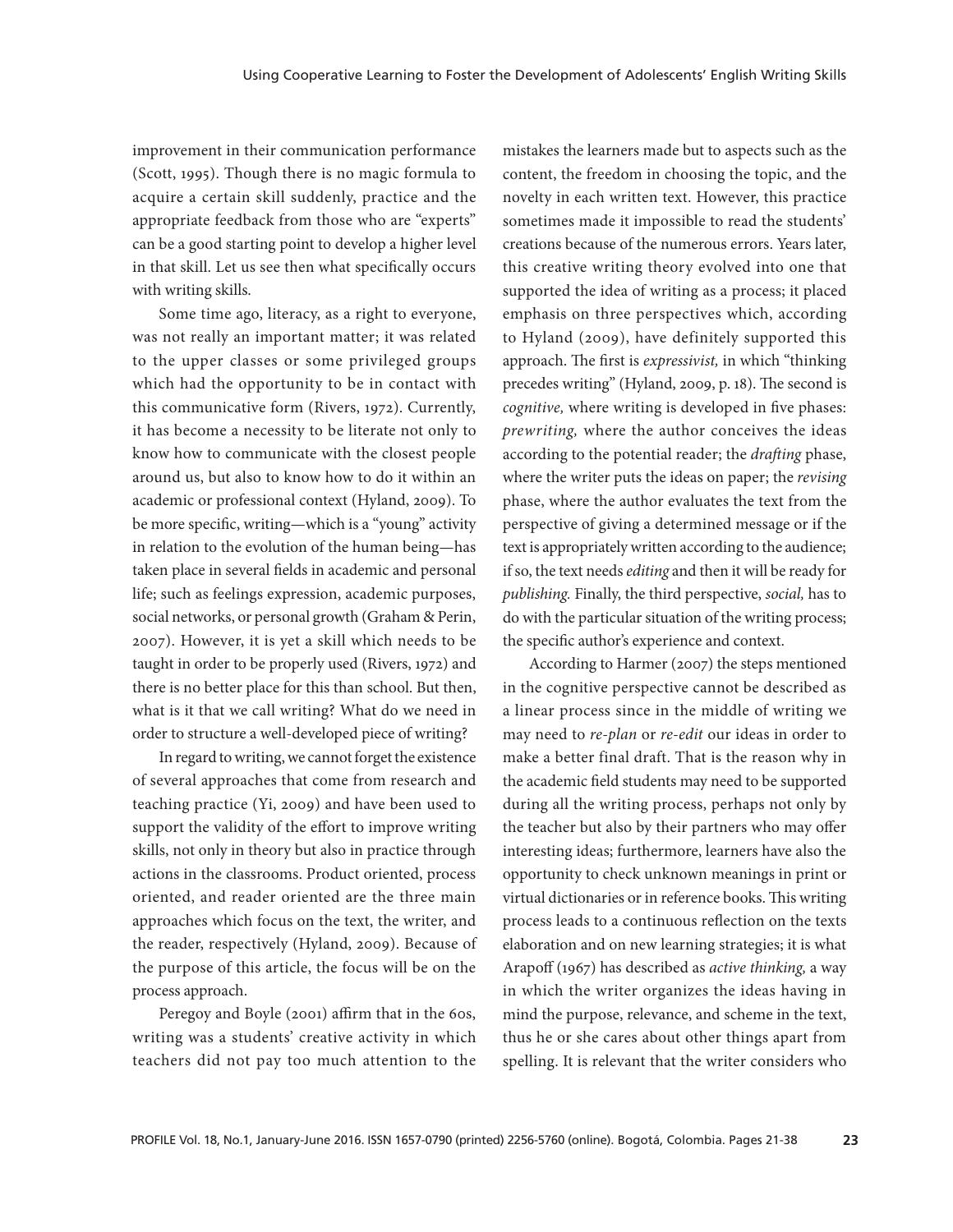improvement in their communication performance (Scott, 1995). Though there is no magic formula to acquire a certain skill suddenly, practice and the appropriate feedback from those who are "experts" can be a good starting point to develop a higher level in that skill. Let us see then what specifically occurs with writing skills.

Some time ago, literacy, as a right to everyone, was not really an important matter; it was related to the upper classes or some privileged groups which had the opportunity to be in contact with this communicative form (Rivers, 1972). Currently, it has become a necessity to be literate not only to know how to communicate with the closest people around us, but also to know how to do it within an academic or professional context (Hyland, 2009). To be more specific, writing—which is a "young" activity in relation to the evolution of the human being—has taken place in several fields in academic and personal life; such as feelings expression, academic purposes, social networks, or personal growth (Graham & Perin, 2007). However, it is yet a skill which needs to be taught in order to be properly used (Rivers, 1972) and there is no better place for this than school. But then, what is it that we call writing? What do we need in order to structure a well-developed piece of writing?

In regard to writing, we cannot forget the existence of several approaches that come from research and teaching practice (Yi, 2009) and have been used to support the validity of the effort to improve writing skills, not only in theory but also in practice through actions in the classrooms. Product oriented, process oriented, and reader oriented are the three main approaches which focus on the text, the writer, and the reader, respectively (Hyland, 2009). Because of the purpose of this article, the focus will be on the process approach.

Peregoy and Boyle (2001) affirm that in the 60s, writing was a students' creative activity in which teachers did not pay too much attention to the mistakes the learners made but to aspects such as the content, the freedom in choosing the topic, and the novelty in each written text. However, this practice sometimes made it impossible to read the students' creations because of the numerous errors. Years later, this creative writing theory evolved into one that supported the idea of writing as a process; it placed emphasis on three perspectives which, according to Hyland (2009), have definitely supported this approach. The first is *expressivist,* in which "thinking precedes writing" (Hyland, 2009, p. 18). The second is *cognitive,* where writing is developed in five phases: *prewriting,* where the author conceives the ideas according to the potential reader; the *drafting* phase, where the writer puts the ideas on paper; the *revising* phase, where the author evaluates the text from the perspective of giving a determined message or if the text is appropriately written according to the audience; if so, the text needs *editing* and then it will be ready for *publishing.* Finally, the third perspective, *social,* has to do with the particular situation of the writing process; the specific author's experience and context.

According to Harmer (2007) the steps mentioned in the cognitive perspective cannot be described as a linear process since in the middle of writing we may need to *re-plan* or *re-edit* our ideas in order to make a better final draft. That is the reason why in the academic field students may need to be supported during all the writing process, perhaps not only by the teacher but also by their partners who may offer interesting ideas; furthermore, learners have also the opportunity to check unknown meanings in print or virtual dictionaries or in reference books. This writing process leads to a continuous reflection on the texts elaboration and on new learning strategies; it is what Arapoff (1967) has described as *active thinking,* a way in which the writer organizes the ideas having in mind the purpose, relevance, and scheme in the text, thus he or she cares about other things apart from spelling. It is relevant that the writer considers who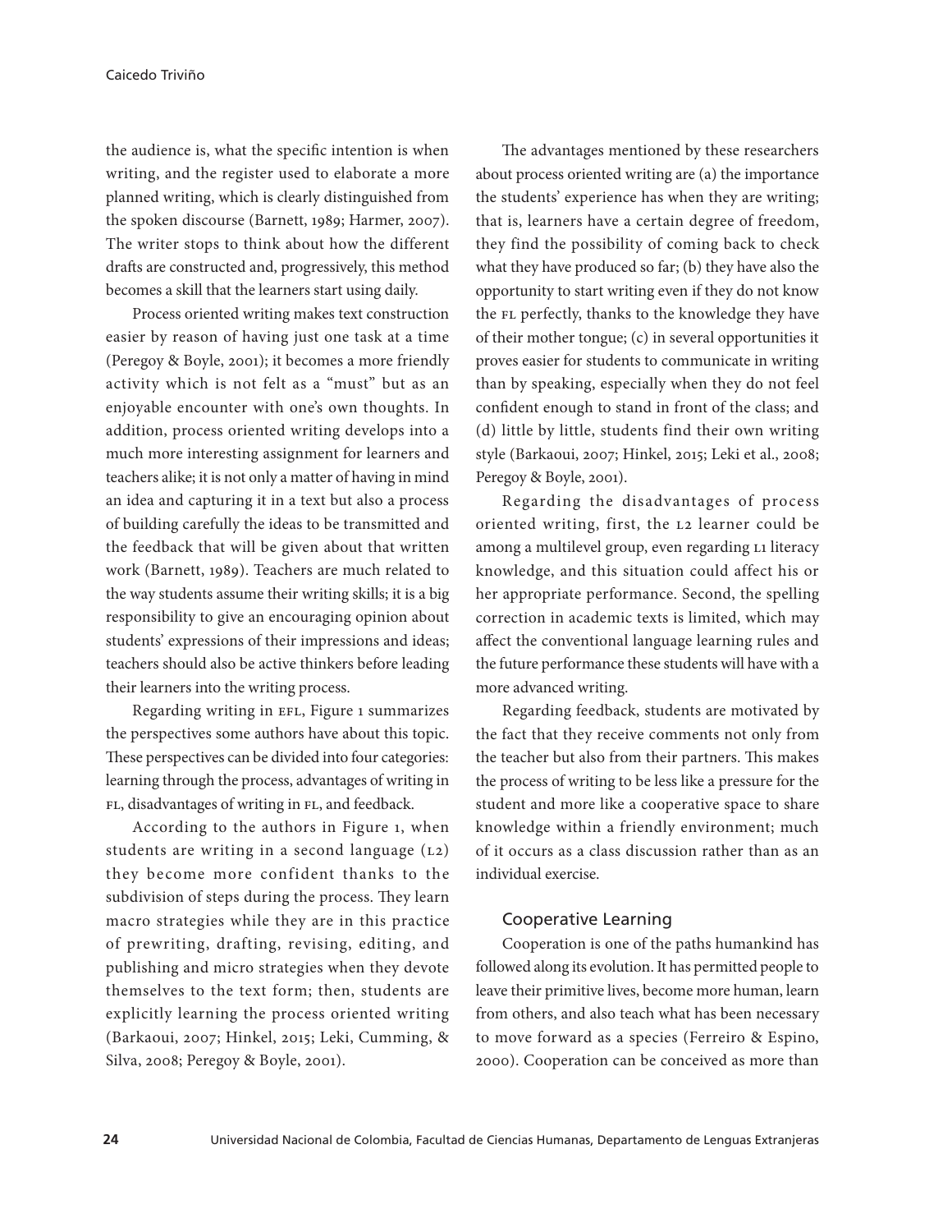the audience is, what the specific intention is when writing, and the register used to elaborate a more planned writing, which is clearly distinguished from the spoken discourse (Barnett, 1989; Harmer, 2007). The writer stops to think about how the different drafts are constructed and, progressively, this method becomes a skill that the learners start using daily.

Process oriented writing makes text construction easier by reason of having just one task at a time (Peregoy & Boyle, 2001); it becomes a more friendly activity which is not felt as a "must" but as an enjoyable encounter with one's own thoughts. In addition, process oriented writing develops into a much more interesting assignment for learners and teachers alike; it is not only a matter of having in mind an idea and capturing it in a text but also a process of building carefully the ideas to be transmitted and the feedback that will be given about that written work (Barnett, 1989). Teachers are much related to the way students assume their writing skills; it is a big responsibility to give an encouraging opinion about students' expressions of their impressions and ideas; teachers should also be active thinkers before leading their learners into the writing process.

Regarding writing in EFL, Figure 1 summarizes the perspectives some authors have about this topic. These perspectives can be divided into four categories: learning through the process, advantages of writing in FL, disadvantages of writing in FL, and feedback.

According to the authors in Figure 1, when students are writing in a second language (L2) they become more confident thanks to the subdivision of steps during the process. They learn macro strategies while they are in this practice of prewriting, drafting, revising, editing, and publishing and micro strategies when they devote themselves to the text form; then, students are explicitly learning the process oriented writing (Barkaoui, 2007; Hinkel, 2015; Leki, Cumming, & Silva, 2008; Peregoy & Boyle, 2001).

The advantages mentioned by these researchers about process oriented writing are (a) the importance the students' experience has when they are writing; that is, learners have a certain degree of freedom, they find the possibility of coming back to check what they have produced so far; (b) they have also the opportunity to start writing even if they do not know the FL perfectly, thanks to the knowledge they have of their mother tongue; (c) in several opportunities it proves easier for students to communicate in writing than by speaking, especially when they do not feel confident enough to stand in front of the class; and (d) little by little, students find their own writing style (Barkaoui, 2007; Hinkel, 2015; Leki et al., 2008; Peregoy & Boyle, 2001).

Regarding the disadvantages of process oriented writing, first, the L2 learner could be among a multilevel group, even regarding L1 literacy knowledge, and this situation could affect his or her appropriate performance. Second, the spelling correction in academic texts is limited, which may affect the conventional language learning rules and the future performance these students will have with a more advanced writing.

Regarding feedback, students are motivated by the fact that they receive comments not only from the teacher but also from their partners. This makes the process of writing to be less like a pressure for the student and more like a cooperative space to share knowledge within a friendly environment; much of it occurs as a class discussion rather than as an individual exercise.

## Cooperative Learning

Cooperation is one of the paths humankind has followed along its evolution. It has permitted people to leave their primitive lives, become more human, learn from others, and also teach what has been necessary to move forward as a species (Ferreiro & Espino, 2000). Cooperation can be conceived as more than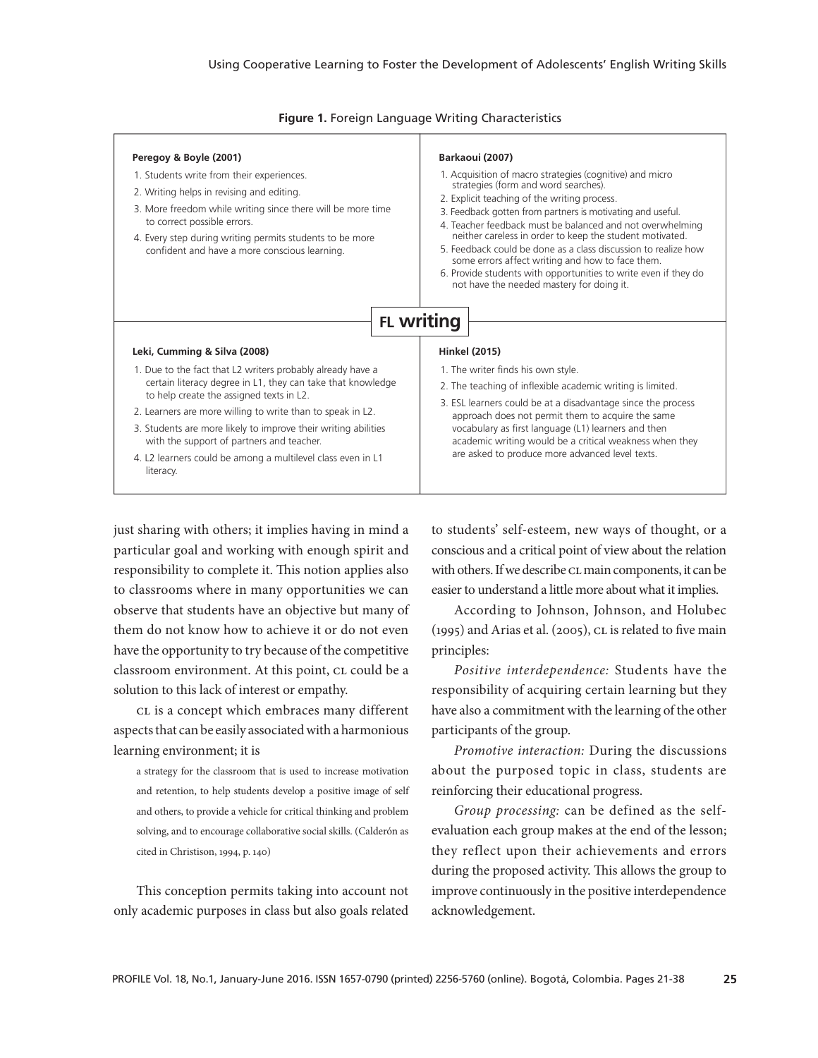**Figure 1.** Foreign Language Writing Characteristics

**FL writing**

**Peregoy & Boyle (2001)**

1. Students write from their experiences.
2. Writing helps in revising and editing.
3. More freedom while writing since there will be more time to correct possible errors.
4. Every step during writing permits students to be more confident and have a more conscious learning.

**Barkaoui (2007)**

1. Acquisition of macro strategies (cognitive) and micro strategies (form and word searches).
2. Explicit teaching of the writing process.
3. Feedback gotten from partners is motivating and useful.
4. Teacher feedback must be balanced and not overwhelming neither careless in order to keep the student motivated.
5. Feedback could be done as a class discussion to realize how some errors affect writing and how to face them.
6. Provide students with opportunities to write even if they do not have the needed mastery for doing it.

**Leki, Cumming & Silva (2008)**

1. Due to the fact that L2 writers probably already have a certain literacy degree in L1, they can take that knowledge to help create the assigned texts in L2.
2. Learners are more willing to write than to speak in L2.
3. Students are more likely to improve their writing abilities with the support of partners and teacher.
4. L2 learners could be among a multilevel class even in L1 literacy.

**Hinkel (2015)**

1. The writer finds his own style.
2. The teaching of inflexible academic writing is limited.
3. ESL learners could be at a disadvantage since the process approach does not permit them to acquire the same vocabulary as first language (L1) learners and then academic writing would be a critical weakness when they are asked to produce more advanced level texts.

just sharing with others; it implies having in mind a particular goal and working with enough spirit and responsibility to complete it. This notion applies also to classrooms where in many opportunities we can observe that students have an objective but many of them do not know how to achieve it or do not even have the opportunity to try because of the competitive classroom environment. At this point, CL could be a solution to this lack of interest or empathy.

CL is a concept which embraces many different aspects that can be easily associated with a harmonious learning environment; it is

> a strategy for the classroom that is used to increase motivation and retention, to help students develop a positive image of self and others, to provide a vehicle for critical thinking and problem solving, and to encourage collaborative social skills. (Calderón as cited in Christison, 1994, p. 140)

This conception permits taking into account not only academic purposes in class but also goals related to students' self-esteem, new ways of thought, or a conscious and a critical point of view about the relation with others. If we describe CL main components, it can be easier to understand a little more about what it implies.

According to Johnson, Johnson, and Holubec (1995) and Arias et al. (2005), CL is related to five main principles:

*Positive interdependence:* Students have the responsibility of acquiring certain learning but they have also a commitment with the learning of the other participants of the group.

*Promotive interaction:* During the discussions about the purposed topic in class, students are reinforcing their educational progress.

*Group processing:* can be defined as the self-evaluation each group makes at the end of the lesson; they reflect upon their achievements and errors during the proposed activity. This allows the group to improve continuously in the positive interdependence acknowledgement.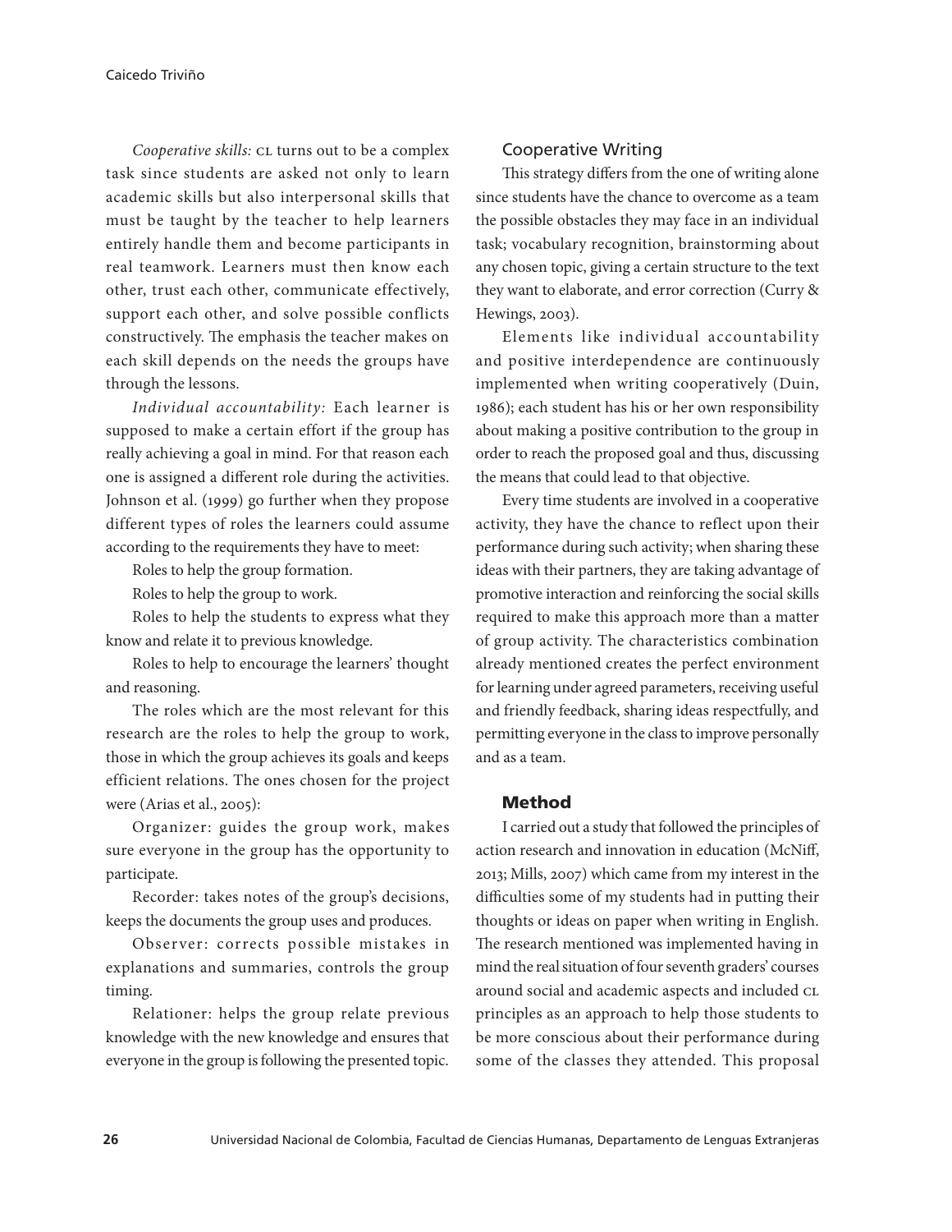*Cooperative skills:* CL turns out to be a complex task since students are asked not only to learn academic skills but also interpersonal skills that must be taught by the teacher to help learners entirely handle them and become participants in real teamwork. Learners must then know each other, trust each other, communicate effectively, support each other, and solve possible conflicts constructively. The emphasis the teacher makes on each skill depends on the needs the groups have through the lessons.

*Individual accountability:* Each learner is supposed to make a certain effort if the group has really achieving a goal in mind. For that reason each one is assigned a different role during the activities. Johnson et al. (1999) go further when they propose different types of roles the learners could assume according to the requirements they have to meet:

Roles to help the group formation.

Roles to help the group to work.

Roles to help the students to express what they know and relate it to previous knowledge.

Roles to help to encourage the learners' thought and reasoning.

The roles which are the most relevant for this research are the roles to help the group to work, those in which the group achieves its goals and keeps efficient relations. The ones chosen for the project were (Arias et al., 2005):

Organizer: guides the group work, makes sure everyone in the group has the opportunity to participate.

Recorder: takes notes of the group's decisions, keeps the documents the group uses and produces.

Observer: corrects possible mistakes in explanations and summaries, controls the group timing.

Relationer: helps the group relate previous knowledge with the new knowledge and ensures that everyone in the group is following the presented topic.

### Cooperative Writing

This strategy differs from the one of writing alone since students have the chance to overcome as a team the possible obstacles they may face in an individual task; vocabulary recognition, brainstorming about any chosen topic, giving a certain structure to the text they want to elaborate, and error correction (Curry & Hewings, 2003).

Elements like individual accountability and positive interdependence are continuously implemented when writing cooperatively (Duin, 1986); each student has his or her own responsibility about making a positive contribution to the group in order to reach the proposed goal and thus, discussing the means that could lead to that objective.

Every time students are involved in a cooperative activity, they have the chance to reflect upon their performance during such activity; when sharing these ideas with their partners, they are taking advantage of promotive interaction and reinforcing the social skills required to make this approach more than a matter of group activity. The characteristics combination already mentioned creates the perfect environment for learning under agreed parameters, receiving useful and friendly feedback, sharing ideas respectfully, and permitting everyone in the class to improve personally and as a team.

## Method

I carried out a study that followed the principles of action research and innovation in education (McNiff, 2013; Mills, 2007) which came from my interest in the difficulties some of my students had in putting their thoughts or ideas on paper when writing in English. The research mentioned was implemented having in mind the real situation of four seventh graders' courses around social and academic aspects and included CL principles as an approach to help those students to be more conscious about their performance during some of the classes they attended. This proposal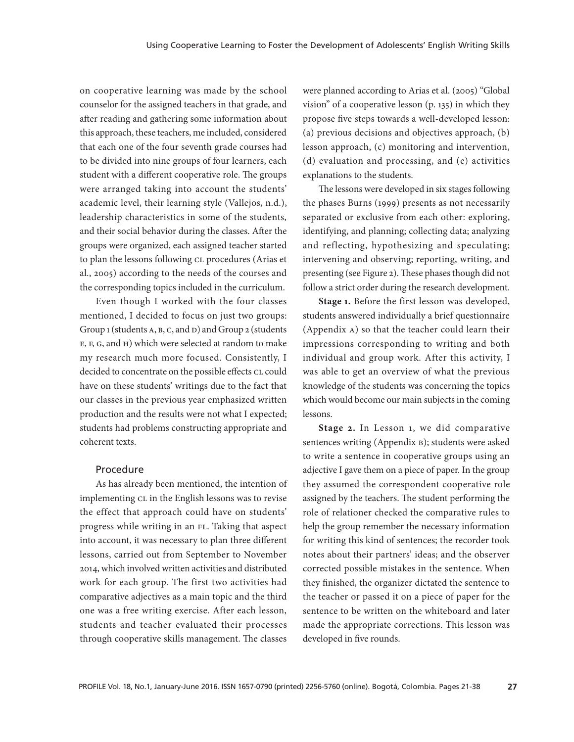on cooperative learning was made by the school counselor for the assigned teachers in that grade, and after reading and gathering some information about this approach, these teachers, me included, considered that each one of the four seventh grade courses had to be divided into nine groups of four learners, each student with a different cooperative role. The groups were arranged taking into account the students' academic level, their learning style (Vallejos, n.d.), leadership characteristics in some of the students, and their social behavior during the classes. After the groups were organized, each assigned teacher started to plan the lessons following CL procedures (Arias et al., 2005) according to the needs of the courses and the corresponding topics included in the curriculum.

Even though I worked with the four classes mentioned, I decided to focus on just two groups: Group 1 (students A, B, C, and D) and Group 2 (students E, F, G, and H) which were selected at random to make my research much more focused. Consistently, I decided to concentrate on the possible effects CL could have on these students' writings due to the fact that our classes in the previous year emphasized written production and the results were not what I expected; students had problems constructing appropriate and coherent texts.

### Procedure

As has already been mentioned, the intention of implementing CL in the English lessons was to revise the effect that approach could have on students' progress while writing in an FL. Taking that aspect into account, it was necessary to plan three different lessons, carried out from September to November 2014, which involved written activities and distributed work for each group. The first two activities had comparative adjectives as a main topic and the third one was a free writing exercise. After each lesson, students and teacher evaluated their processes through cooperative skills management. The classes were planned according to Arias et al. (2005) "Global vision" of a cooperative lesson (p. 135) in which they propose five steps towards a well-developed lesson: (a) previous decisions and objectives approach, (b) lesson approach, (c) monitoring and intervention, (d) evaluation and processing, and (e) activities explanations to the students.

The lessons were developed in six stages following the phases Burns (1999) presents as not necessarily separated or exclusive from each other: exploring, identifying, and planning; collecting data; analyzing and reflecting, hypothesizing and speculating; intervening and observing; reporting, writing, and presenting (see Figure 2). These phases though did not follow a strict order during the research development.

**Stage 1.** Before the first lesson was developed, students answered individually a brief questionnaire (Appendix A) so that the teacher could learn their impressions corresponding to writing and both individual and group work. After this activity, I was able to get an overview of what the previous knowledge of the students was concerning the topics which would become our main subjects in the coming lessons.

**Stage 2.** In Lesson 1, we did comparative sentences writing (Appendix B); students were asked to write a sentence in cooperative groups using an adjective I gave them on a piece of paper. In the group they assumed the correspondent cooperative role assigned by the teachers. The student performing the role of relationer checked the comparative rules to help the group remember the necessary information for writing this kind of sentences; the recorder took notes about their partners' ideas; and the observer corrected possible mistakes in the sentence. When they finished, the organizer dictated the sentence to the teacher or passed it on a piece of paper for the sentence to be written on the whiteboard and later made the appropriate corrections. This lesson was developed in five rounds.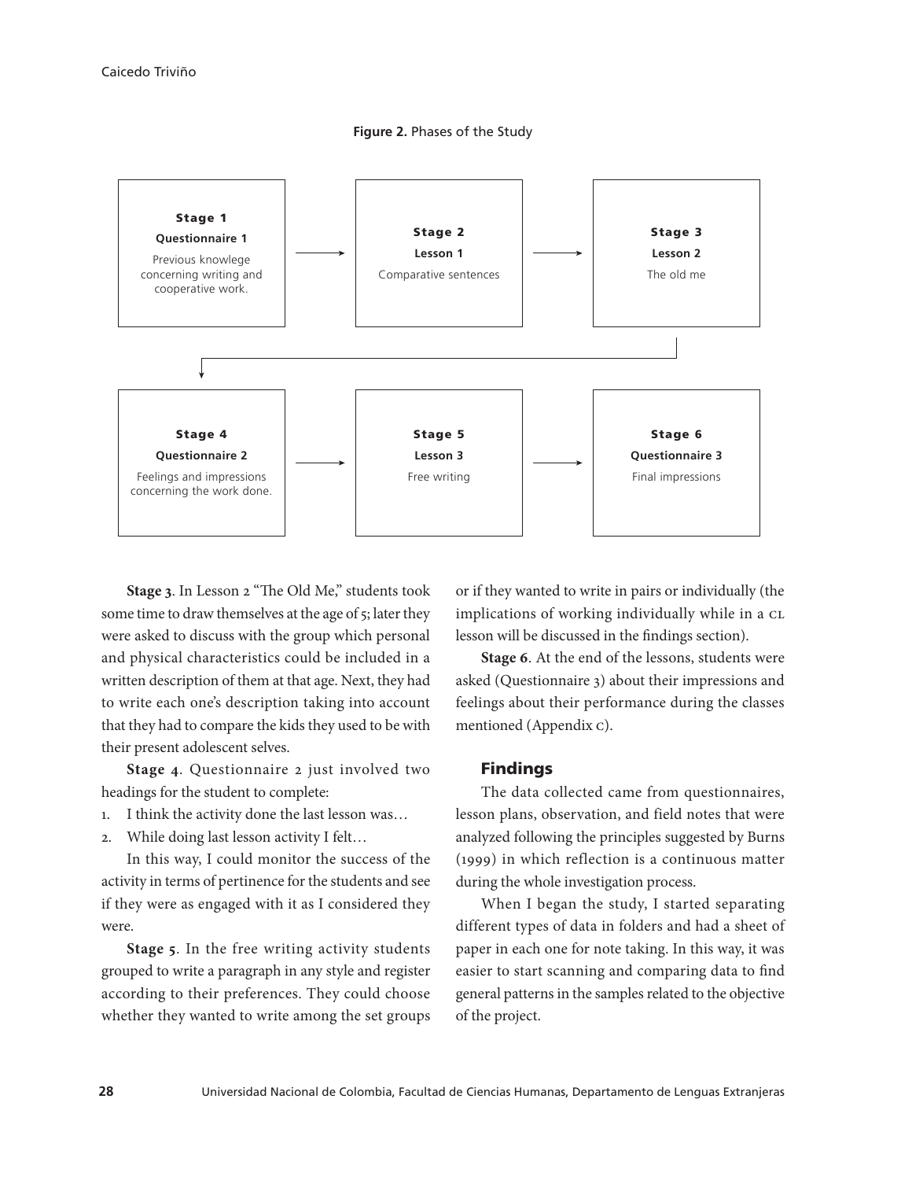**Figure 2.** Phases of the Study

| **Stage 1** | **Stage 2** | **Stage 3** |
|---|---|---|
| **Questionnaire 1** | **Lesson 1** | **Lesson 2** |
| Previous knowlege concerning writing and cooperative work. | Comparative sentences | The old me |

| **Stage 4** | **Stage 5** | **Stage 6** |
|---|---|---|
| **Questionnaire 2** | **Lesson 3** | **Questionnaire 3** |
| Feelings and impressions concerning the work done. | Free writing | Final impressions |

**Stage 3**. In Lesson 2 "The Old Me," students took some time to draw themselves at the age of 5; later they were asked to discuss with the group which personal and physical characteristics could be included in a written description of them at that age. Next, they had to write each one's description taking into account that they had to compare the kids they used to be with their present adolescent selves.

**Stage 4**. Questionnaire 2 just involved two headings for the student to complete:

1. I think the activity done the last lesson was…
2. While doing last lesson activity I felt…

In this way, I could monitor the success of the activity in terms of pertinence for the students and see if they were as engaged with it as I considered they were.

**Stage 5**. In the free writing activity students grouped to write a paragraph in any style and register according to their preferences. They could choose whether they wanted to write among the set groups or if they wanted to write in pairs or individually (the implications of working individually while in a CL lesson will be discussed in the findings section).

**Stage 6**. At the end of the lessons, students were asked (Questionnaire 3) about their impressions and feelings about their performance during the classes mentioned (Appendix C).

## Findings

The data collected came from questionnaires, lesson plans, observation, and field notes that were analyzed following the principles suggested by Burns (1999) in which reflection is a continuous matter during the whole investigation process.

When I began the study, I started separating different types of data in folders and had a sheet of paper in each one for note taking. In this way, it was easier to start scanning and comparing data to find general patterns in the samples related to the objective of the project.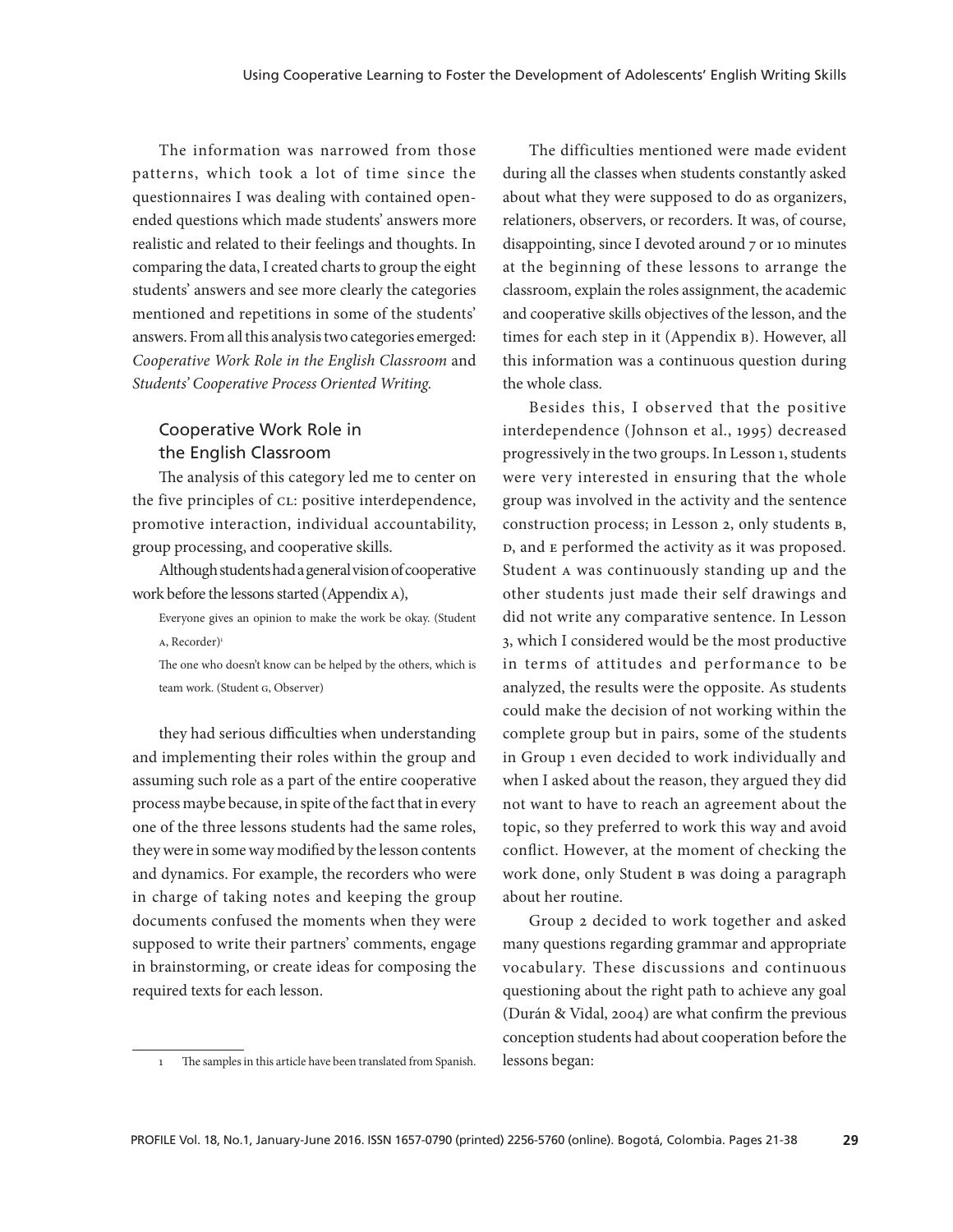The information was narrowed from those patterns, which took a lot of time since the questionnaires I was dealing with contained open-ended questions which made students' answers more realistic and related to their feelings and thoughts. In comparing the data, I created charts to group the eight students' answers and see more clearly the categories mentioned and repetitions in some of the students' answers. From all this analysis two categories emerged: *Cooperative Work Role in the English Classroom* and *Students' Cooperative Process Oriented Writing*.

### Cooperative Work Role in the English Classroom

The analysis of this category led me to center on the five principles of CL: positive interdependence, promotive interaction, individual accountability, group processing, and cooperative skills.

Although students had a general vision of cooperative work before the lessons started (Appendix A),

> Everyone gives an opinion to make the work be okay. (Student A, Recorder)[1]
>
> The one who doesn't know can be helped by the others, which is team work. (Student G, Observer)

they had serious difficulties when understanding and implementing their roles within the group and assuming such role as a part of the entire cooperative process maybe because, in spite of the fact that in every one of the three lessons students had the same roles, they were in some way modified by the lesson contents and dynamics. For example, the recorders who were in charge of taking notes and keeping the group documents confused the moments when they were supposed to write their partners' comments, engage in brainstorming, or create ideas for composing the required texts for each lesson.

The difficulties mentioned were made evident during all the classes when students constantly asked about what they were supposed to do as organizers, relationers, observers, or recorders. It was, of course, disappointing, since I devoted around 7 or 10 minutes at the beginning of these lessons to arrange the classroom, explain the roles assignment, the academic and cooperative skills objectives of the lesson, and the times for each step in it (Appendix B). However, all this information was a continuous question during the whole class.

Besides this, I observed that the positive interdependence (Johnson et al., 1995) decreased progressively in the two groups. In Lesson 1, students were very interested in ensuring that the whole group was involved in the activity and the sentence construction process; in Lesson 2, only students B, D, and E performed the activity as it was proposed. Student A was continuously standing up and the other students just made their self drawings and did not write any comparative sentence. In Lesson 3, which I considered would be the most productive in terms of attitudes and performance to be analyzed, the results were the opposite. As students could make the decision of not working within the complete group but in pairs, some of the students in Group 1 even decided to work individually and when I asked about the reason, they argued they did not want to have to reach an agreement about the topic, so they preferred to work this way and avoid conflict. However, at the moment of checking the work done, only Student B was doing a paragraph about her routine.

Group 2 decided to work together and asked many questions regarding grammar and appropriate vocabulary. These discussions and continuous questioning about the right path to achieve any goal (Durán & Vidal, 2004) are what confirm the previous conception students had about cooperation before the lessons began:

---

1 The samples in this article have been translated from Spanish.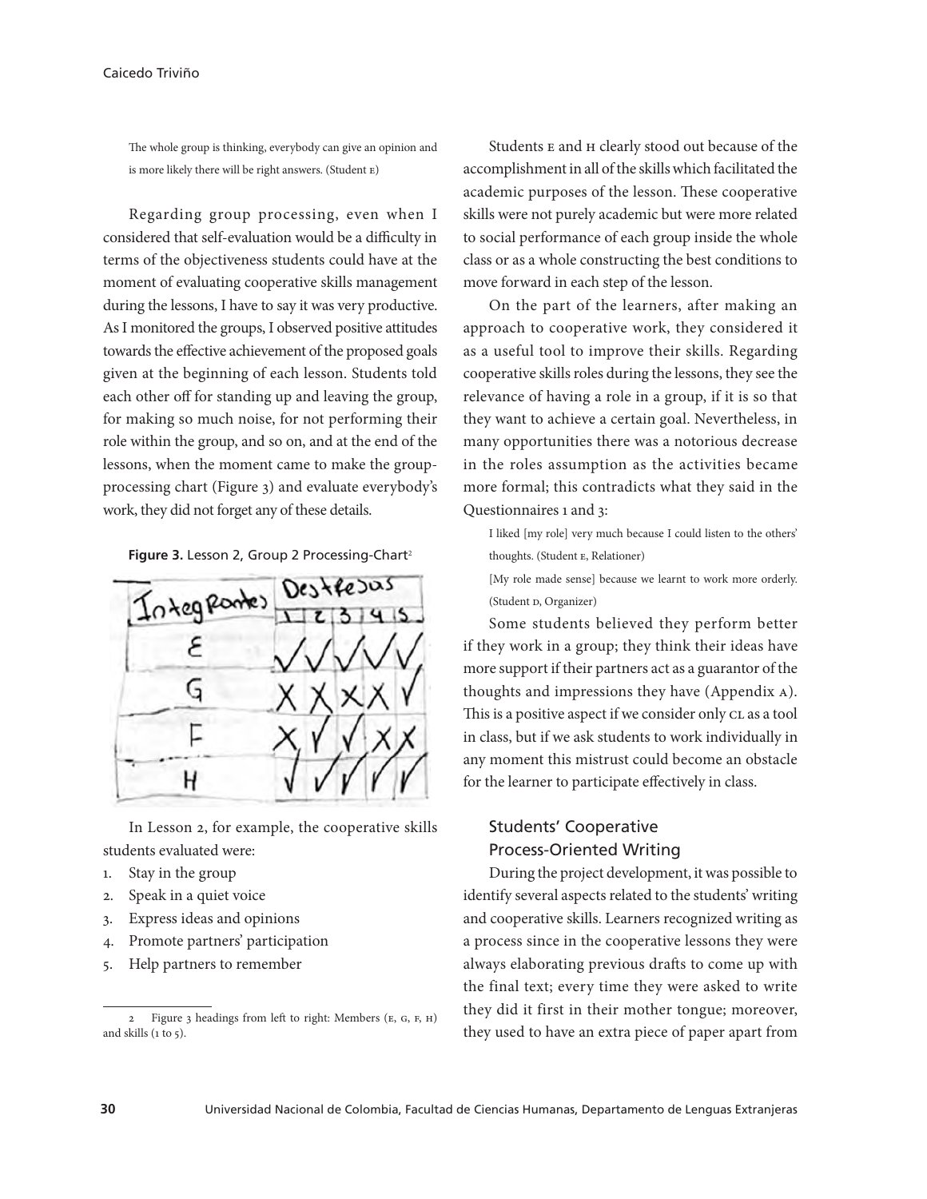> The whole group is thinking, everybody can give an opinion and is more likely there will be right answers. (Student E)

Regarding group processing, even when I considered that self-evaluation would be a difficulty in terms of the objectiveness students could have at the moment of evaluating cooperative skills management during the lessons, I have to say it was very productive. As I monitored the groups, I observed positive attitudes towards the effective achievement of the proposed goals given at the beginning of each lesson. Students told each other off for standing up and leaving the group, for making so much noise, for not performing their role within the group, and so on, and at the end of the lessons, when the moment came to make the group-processing chart (Figure 3) and evaluate everybody's work, they did not forget any of these details.

**Figure 3.** Lesson 2, Group 2 Processing-Chart[2]

| Integrantes | Destrezas | | | | |
|---|---|---|---|---|---|
| | 1 | 2 | 3 | 4 | 5 |
| E | ✓ | ✓ | ✓ | ✓ | ✓ |
| G | X | X | X | X | ✓ |
| F | X | ✓ | ✓ | X | X |
| H | ✓ | ✓ | ✓ | ✓ | ✓ |

In Lesson 2, for example, the cooperative skills students evaluated were:

1. Stay in the group
2. Speak in a quiet voice
3. Express ideas and opinions
4. Promote partners' participation
5. Help partners to remember

Students E and H clearly stood out because of the accomplishment in all of the skills which facilitated the academic purposes of the lesson. These cooperative skills were not purely academic but were more related to social performance of each group inside the whole class or as a whole constructing the best conditions to move forward in each step of the lesson.

On the part of the learners, after making an approach to cooperative work, they considered it as a useful tool to improve their skills. Regarding cooperative skills roles during the lessons, they see the relevance of having a role in a group, if it is so that they want to achieve a certain goal. Nevertheless, in many opportunities there was a notorious decrease in the roles assumption as the activities became more formal; this contradicts what they said in the Questionnaires 1 and 3:

> I liked [my role] very much because I could listen to the others' thoughts. (Student E, Relationer)
>
> [My role made sense] because we learnt to work more orderly. (Student D, Organizer)

Some students believed they perform better if they work in a group; they think their ideas have more support if their partners act as a guarantor of the thoughts and impressions they have (Appendix A). This is a positive aspect if we consider only CL as a tool in class, but if we ask students to work individually in any moment this mistrust could become an obstacle for the learner to participate effectively in class.

## Students' Cooperative Process-Oriented Writing

During the project development, it was possible to identify several aspects related to the students' writing and cooperative skills. Learners recognized writing as a process since in the cooperative lessons they were always elaborating previous drafts to come up with the final text; every time they were asked to write they did it first in their mother tongue; moreover, they used to have an extra piece of paper apart from

---

[2] Figure 3 headings from left to right: Members (E, G, F, H) and skills (1 to 5).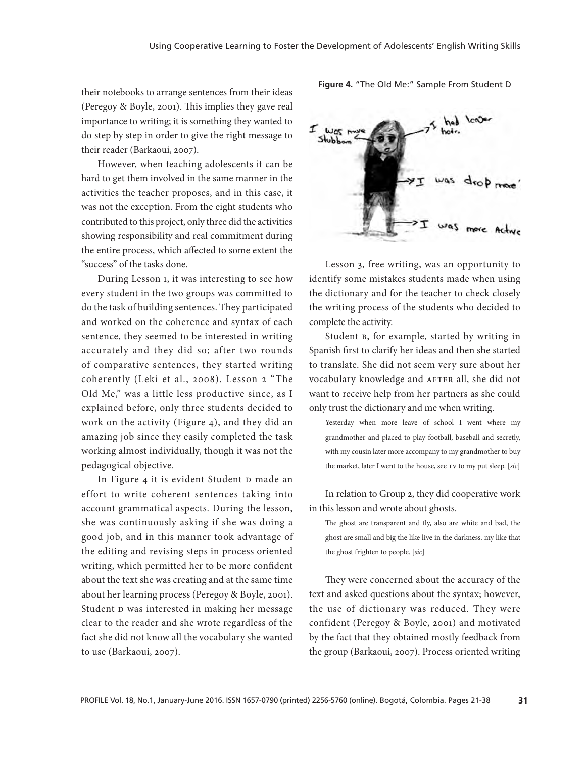their notebooks to arrange sentences from their ideas (Peregoy & Boyle, 2001). This implies they gave real importance to writing; it is something they wanted to do step by step in order to give the right message to their reader (Barkaoui, 2007).

However, when teaching adolescents it can be hard to get them involved in the same manner in the activities the teacher proposes, and in this case, it was not the exception. From the eight students who contributed to this project, only three did the activities showing responsibility and real commitment during the entire process, which affected to some extent the "success" of the tasks done.

During Lesson 1, it was interesting to see how every student in the two groups was committed to do the task of building sentences. They participated and worked on the coherence and syntax of each sentence, they seemed to be interested in writing accurately and they did so; after two rounds of comparative sentences, they started writing coherently (Leki et al., 2008). Lesson 2 "The Old Me," was a little less productive since, as I explained before, only three students decided to work on the activity (Figure 4), and they did an amazing job since they easily completed the task working almost individually, though it was not the pedagogical objective.

In Figure 4 it is evident Student D made an effort to write coherent sentences taking into account grammatical aspects. During the lesson, she was continuously asking if she was doing a good job, and in this manner took advantage of the editing and revising steps in process oriented writing, which permitted her to be more confident about the text she was creating and at the same time about her learning process (Peregoy & Boyle, 2001). Student D was interested in making her message clear to the reader and she wrote regardless of the fact she did not know all the vocabulary she wanted to use (Barkaoui, 2007).

**Figure 4.** "The Old Me:" Sample From Student D

Lesson 3, free writing, was an opportunity to identify some mistakes students made when using the dictionary and for the teacher to check closely the writing process of the students who decided to complete the activity.

Student B, for example, started by writing in Spanish first to clarify her ideas and then she started to translate. She did not seem very sure about her vocabulary knowledge and AFTER all, she did not want to receive help from her partners as she could only trust the dictionary and me when writing.

> Yesterday when more leave of school I went where my grandmother and placed to play football, baseball and secretly, with my cousin later more accompany to my grandmother to buy the market, later I went to the house, see TV to my put sleep. [*sic*]

In relation to Group 2, they did cooperative work in this lesson and wrote about ghosts.

> The ghost are transparent and fly, also are white and bad, the ghost are small and big the like live in the darkness. my like that the ghost frighten to people. [*sic*]

They were concerned about the accuracy of the text and asked questions about the syntax; however, the use of dictionary was reduced. They were confident (Peregoy & Boyle, 2001) and motivated by the fact that they obtained mostly feedback from the group (Barkaoui, 2007). Process oriented writing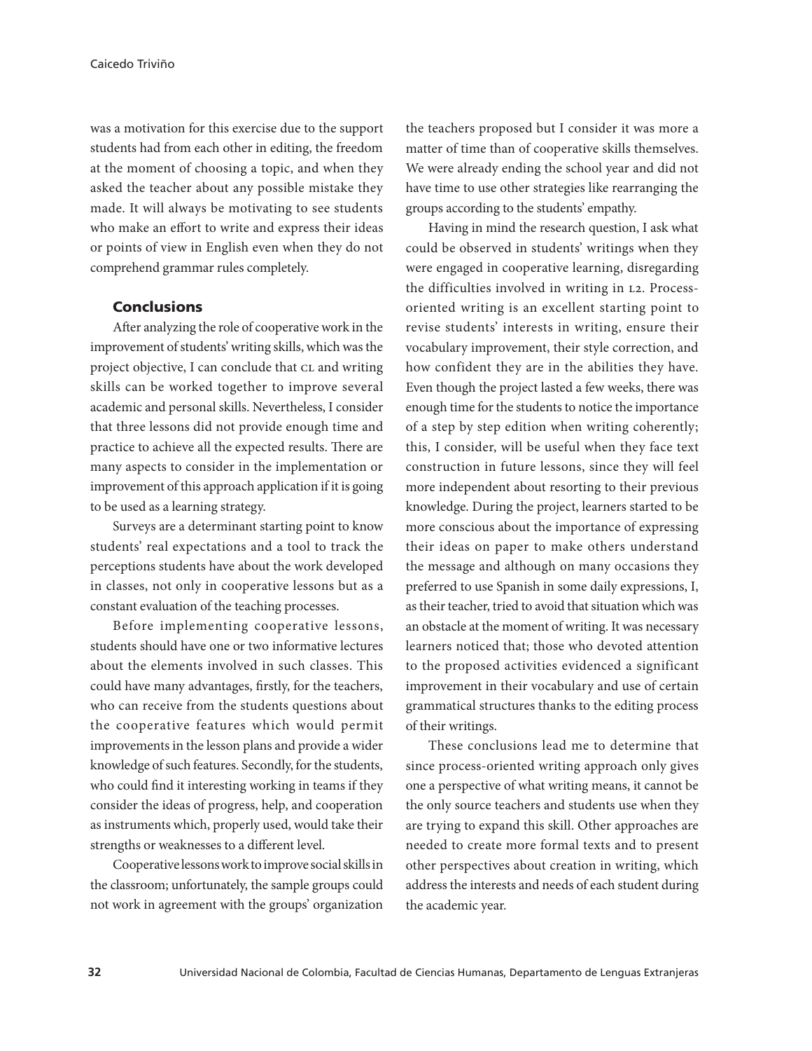was a motivation for this exercise due to the support students had from each other in editing, the freedom at the moment of choosing a topic, and when they asked the teacher about any possible mistake they made. It will always be motivating to see students who make an effort to write and express their ideas or points of view in English even when they do not comprehend grammar rules completely.

## Conclusions

After analyzing the role of cooperative work in the improvement of students' writing skills, which was the project objective, I can conclude that CL and writing skills can be worked together to improve several academic and personal skills. Nevertheless, I consider that three lessons did not provide enough time and practice to achieve all the expected results. There are many aspects to consider in the implementation or improvement of this approach application if it is going to be used as a learning strategy.

Surveys are a determinant starting point to know students' real expectations and a tool to track the perceptions students have about the work developed in classes, not only in cooperative lessons but as a constant evaluation of the teaching processes.

Before implementing cooperative lessons, students should have one or two informative lectures about the elements involved in such classes. This could have many advantages, firstly, for the teachers, who can receive from the students questions about the cooperative features which would permit improvements in the lesson plans and provide a wider knowledge of such features. Secondly, for the students, who could find it interesting working in teams if they consider the ideas of progress, help, and cooperation as instruments which, properly used, would take their strengths or weaknesses to a different level.

Cooperative lessons work to improve social skills in the classroom; unfortunately, the sample groups could not work in agreement with the groups' organization the teachers proposed but I consider it was more a matter of time than of cooperative skills themselves. We were already ending the school year and did not have time to use other strategies like rearranging the groups according to the students' empathy.

Having in mind the research question, I ask what could be observed in students' writings when they were engaged in cooperative learning, disregarding the difficulties involved in writing in L2. Process-oriented writing is an excellent starting point to revise students' interests in writing, ensure their vocabulary improvement, their style correction, and how confident they are in the abilities they have. Even though the project lasted a few weeks, there was enough time for the students to notice the importance of a step by step edition when writing coherently; this, I consider, will be useful when they face text construction in future lessons, since they will feel more independent about resorting to their previous knowledge. During the project, learners started to be more conscious about the importance of expressing their ideas on paper to make others understand the message and although on many occasions they preferred to use Spanish in some daily expressions, I, as their teacher, tried to avoid that situation which was an obstacle at the moment of writing. It was necessary learners noticed that; those who devoted attention to the proposed activities evidenced a significant improvement in their vocabulary and use of certain grammatical structures thanks to the editing process of their writings.

These conclusions lead me to determine that since process-oriented writing approach only gives one a perspective of what writing means, it cannot be the only source teachers and students use when they are trying to expand this skill. Other approaches are needed to create more formal texts and to present other perspectives about creation in writing, which address the interests and needs of each student during the academic year.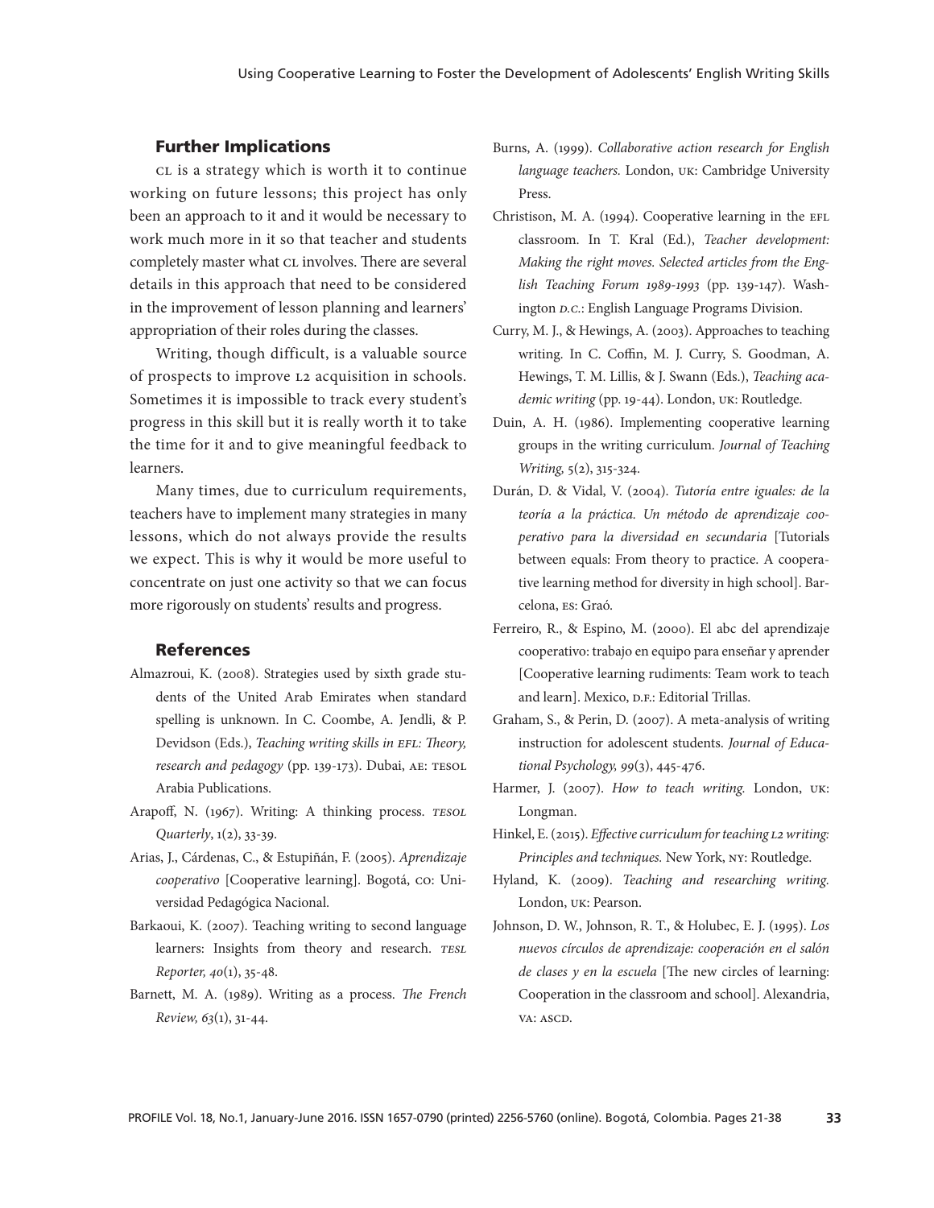## Further Implications

CL is a strategy which is worth it to continue working on future lessons; this project has only been an approach to it and it would be necessary to work much more in it so that teacher and students completely master what CL involves. There are several details in this approach that need to be considered in the improvement of lesson planning and learners' appropriation of their roles during the classes.

Writing, though difficult, is a valuable source of prospects to improve L2 acquisition in schools. Sometimes it is impossible to track every student's progress in this skill but it is really worth it to take the time for it and to give meaningful feedback to learners.

Many times, due to curriculum requirements, teachers have to implement many strategies in many lessons, which do not always provide the results we expect. This is why it would be more useful to concentrate on just one activity so that we can focus more rigorously on students' results and progress.

## References

Almazroui, K. (2008). Strategies used by sixth grade students of the United Arab Emirates when standard spelling is unknown. In C. Coombe, A. Jendli, & P. Devidson (Eds.), *Teaching writing skills in EFL: Theory, research and pedagogy* (pp. 139-173). Dubai, AE: TESOL Arabia Publications.

Arapoff, N. (1967). Writing: A thinking process. *TESOL Quarterly*, 1(2), 33-39.

Arias, J., Cárdenas, C., & Estupiñán, F. (2005). *Aprendizaje cooperativo* [Cooperative learning]. Bogotá, CO: Universidad Pedagógica Nacional.

Barkaoui, K. (2007). Teaching writing to second language learners: Insights from theory and research. *TESL Reporter, 40*(1), 35-48.

Barnett, M. A. (1989). Writing as a process. *The French Review, 63*(1), 31-44.

Burns, A. (1999). *Collaborative action research for English language teachers.* London, UK: Cambridge University Press.

Christison, M. A. (1994). Cooperative learning in the EFL classroom. In T. Kral (Ed.), *Teacher development: Making the right moves. Selected articles from the English Teaching Forum 1989-1993* (pp. 139-147). Washington D.C.: English Language Programs Division.

Curry, M. J., & Hewings, A. (2003). Approaches to teaching writing. In C. Coffin, M. J. Curry, S. Goodman, A. Hewings, T. M. Lillis, & J. Swann (Eds.), *Teaching academic writing* (pp. 19-44). London, UK: Routledge.

Duin, A. H. (1986). Implementing cooperative learning groups in the writing curriculum. *Journal of Teaching Writing,* 5(2), 315-324.

Durán, D. & Vidal, V. (2004). *Tutoría entre iguales: de la teoría a la práctica. Un método de aprendizaje cooperativo para la diversidad en secundaria* [Tutorials between equals: From theory to practice. A cooperative learning method for diversity in high school]. Barcelona, ES: Graó.

Ferreiro, R., & Espino, M. (2000). El abc del aprendizaje cooperativo: trabajo en equipo para enseñar y aprender [Cooperative learning rudiments: Team work to teach and learn]. Mexico, D.F.: Editorial Trillas.

Graham, S., & Perin, D. (2007). A meta-analysis of writing instruction for adolescent students. *Journal of Educational Psychology, 99*(3), 445-476.

Harmer, J. (2007). *How to teach writing.* London, UK: Longman.

Hinkel, E. (2015). *Effective curriculum for teaching L2 writing: Principles and techniques.* New York, NY: Routledge.

Hyland, K. (2009). *Teaching and researching writing.* London, UK: Pearson.

Johnson, D. W., Johnson, R. T., & Holubec, E. J. (1995). *Los nuevos círculos de aprendizaje: cooperación en el salón de clases y en la escuela* [The new circles of learning: Cooperation in the classroom and school]. Alexandria, VA: ASCD.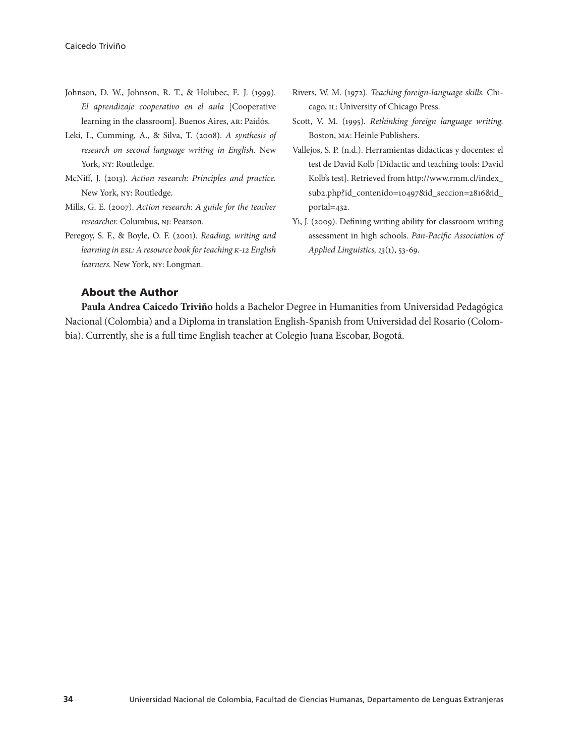Johnson, D. W., Johnson, R. T., & Holubec, E. J. (1999). *El aprendizaje cooperativo en el aula* [Cooperative learning in the classroom]. Buenos Aires, AR: Paidós.

Leki, I., Cumming, A., & Silva, T. (2008). *A synthesis of research on second language writing in English.* New York, NY: Routledge.

McNiff, J. (2013). *Action research: Principles and practice.* New York, NY: Routledge.

Mills, G. E. (2007). *Action research: A guide for the teacher researcher.* Columbus, NJ: Pearson.

Peregoy, S. F., & Boyle, O. F. (2001). *Reading, writing and learning in ESL: A resource book for teaching K-12 English learners.* New York, NY: Longman.

Rivers, W. M. (1972). *Teaching foreign-language skills.* Chicago, IL: University of Chicago Press.

Scott, V. M. (1995). *Rethinking foreign language writing.* Boston, MA: Heinle Publishers.

Vallejos, S. P. (n.d.). Herramientas didácticas y docentes: el test de David Kolb [Didactic and teaching tools: David Kolb's test]. Retrieved from http://www.rmm.cl/index_sub2.php?id_contenido=10497&id_seccion=2816&id_portal=432.

Yi, J. (2009). Defining writing ability for classroom writing assessment in high schools. *Pan-Pacific Association of Applied Linguistics, 13*(1), 53-69.

## About the Author

**Paula Andrea Caicedo Triviño** holds a Bachelor Degree in Humanities from Universidad Pedagógica Nacional (Colombia) and a Diploma in translation English-Spanish from Universidad del Rosario (Colombia). Currently, she is a full time English teacher at Colegio Juana Escobar, Bogotá.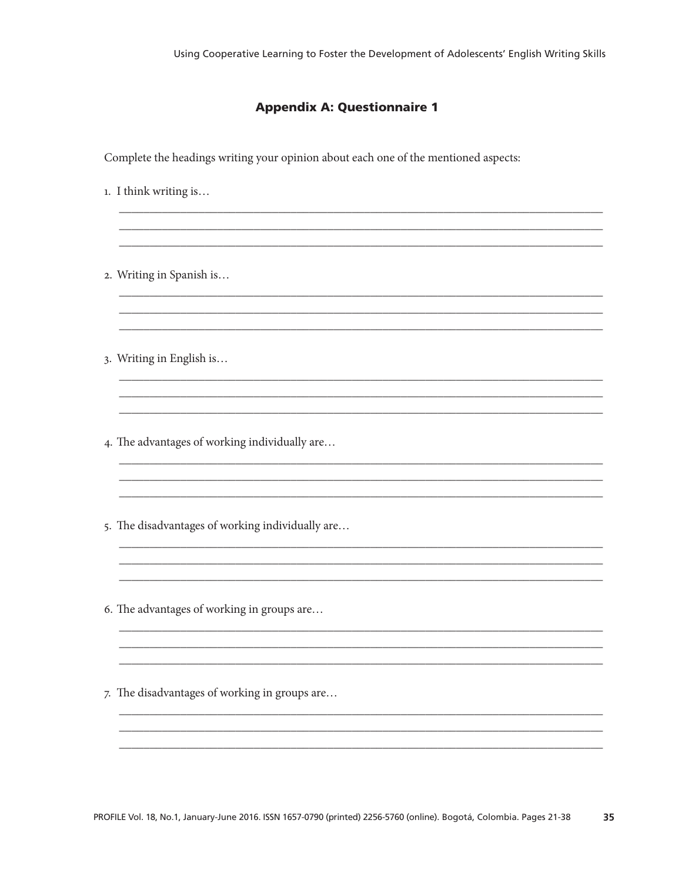## Appendix A: Questionnaire 1

Complete the headings writing your opinion about each one of the mentioned aspects:

1. I think writing is…

   ______________________________________________________________________________
   ______________________________________________________________________________
   ______________________________________________________________________________

2. Writing in Spanish is…

   ______________________________________________________________________________
   ______________________________________________________________________________
   ______________________________________________________________________________

3. Writing in English is…

   ______________________________________________________________________________
   ______________________________________________________________________________
   ______________________________________________________________________________

4. The advantages of working individually are…

   ______________________________________________________________________________
   ______________________________________________________________________________
   ______________________________________________________________________________

5. The disadvantages of working individually are…

   ______________________________________________________________________________
   ______________________________________________________________________________
   ______________________________________________________________________________

6. The advantages of working in groups are…

   ______________________________________________________________________________
   ______________________________________________________________________________
   ______________________________________________________________________________

7. The disadvantages of working in groups are…

   ______________________________________________________________________________
   ______________________________________________________________________________
   ______________________________________________________________________________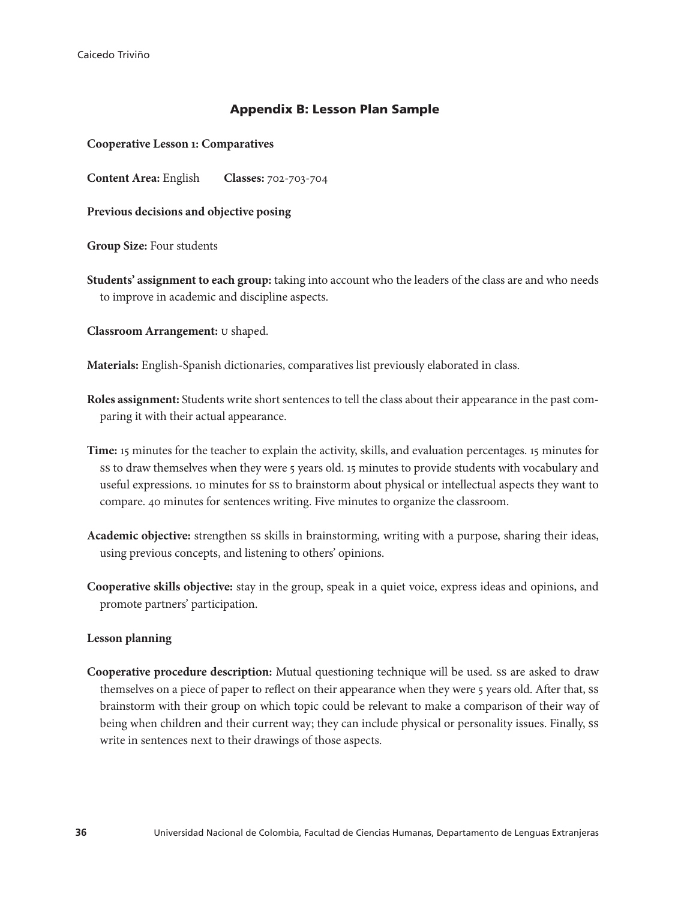## Appendix B: Lesson Plan Sample

**Cooperative Lesson 1: Comparatives**

**Content Area:** English **Classes:** 702-703-704

**Previous decisions and objective posing**

**Group Size:** Four students

**Students' assignment to each group:** taking into account who the leaders of the class are and who needs to improve in academic and discipline aspects.

**Classroom Arrangement:** U shaped.

**Materials:** English-Spanish dictionaries, comparatives list previously elaborated in class.

**Roles assignment:** Students write short sentences to tell the class about their appearance in the past comparing it with their actual appearance.

**Time:** 15 minutes for the teacher to explain the activity, skills, and evaluation percentages. 15 minutes for SS to draw themselves when they were 5 years old. 15 minutes to provide students with vocabulary and useful expressions. 10 minutes for SS to brainstorm about physical or intellectual aspects they want to compare. 40 minutes for sentences writing. Five minutes to organize the classroom.

**Academic objective:** strengthen SS skills in brainstorming, writing with a purpose, sharing their ideas, using previous concepts, and listening to others' opinions.

**Cooperative skills objective:** stay in the group, speak in a quiet voice, express ideas and opinions, and promote partners' participation.

**Lesson planning**

**Cooperative procedure description:** Mutual questioning technique will be used. SS are asked to draw themselves on a piece of paper to reflect on their appearance when they were 5 years old. After that, SS brainstorm with their group on which topic could be relevant to make a comparison of their way of being when children and their current way; they can include physical or personality issues. Finally, SS write in sentences next to their drawings of those aspects.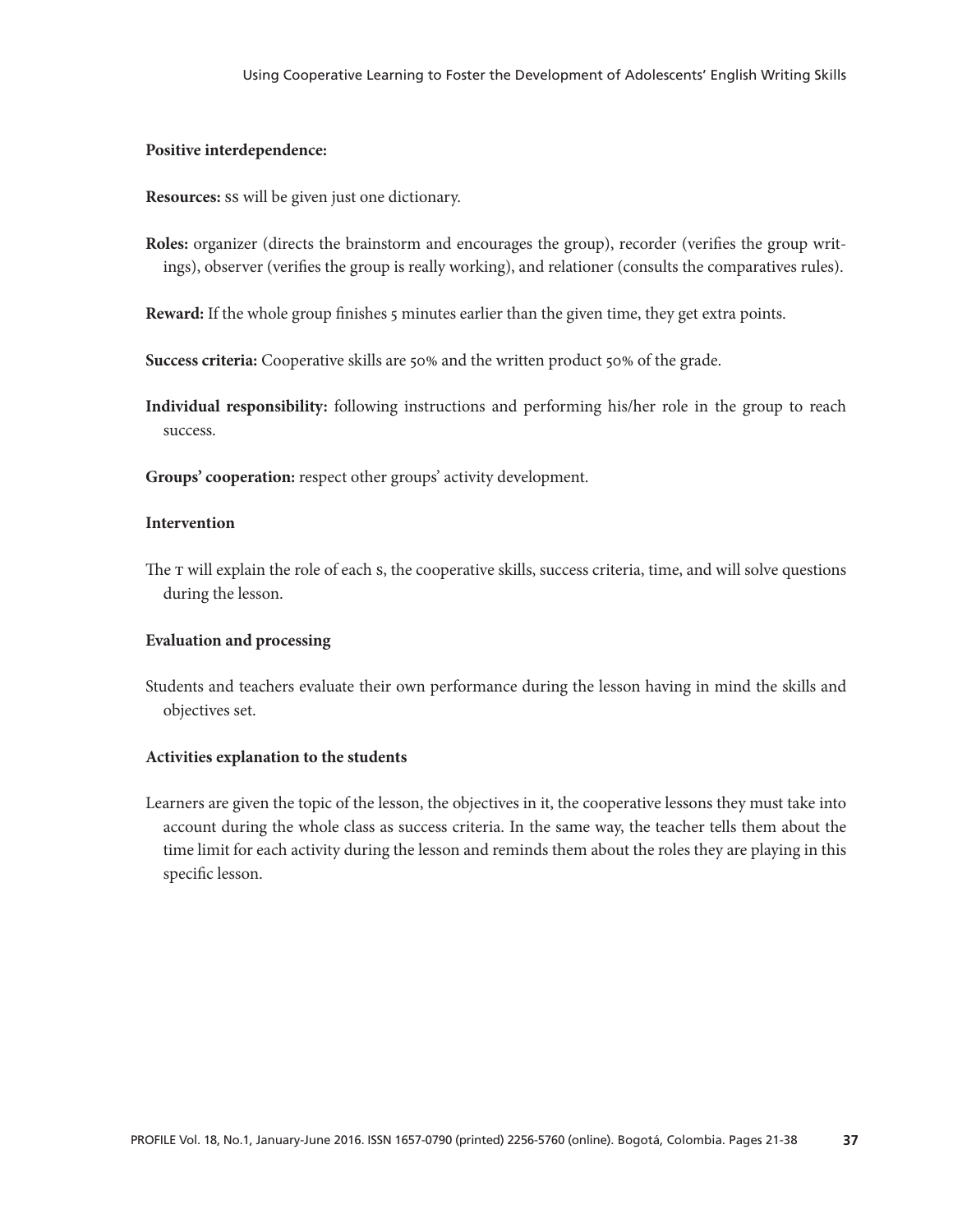**Positive interdependence:**

**Resources:** SS will be given just one dictionary.

**Roles:** organizer (directs the brainstorm and encourages the group), recorder (verifies the group writings), observer (verifies the group is really working), and relationer (consults the comparatives rules).

**Reward:** If the whole group finishes 5 minutes earlier than the given time, they get extra points.

**Success criteria:** Cooperative skills are 50% and the written product 50% of the grade.

**Individual responsibility:** following instructions and performing his/her role in the group to reach success.

**Groups' cooperation:** respect other groups' activity development.

**Intervention**

The T will explain the role of each S, the cooperative skills, success criteria, time, and will solve questions during the lesson.

**Evaluation and processing**

Students and teachers evaluate their own performance during the lesson having in mind the skills and objectives set.

**Activities explanation to the students**

Learners are given the topic of the lesson, the objectives in it, the cooperative lessons they must take into account during the whole class as success criteria. In the same way, the teacher tells them about the time limit for each activity during the lesson and reminds them about the roles they are playing in this specific lesson.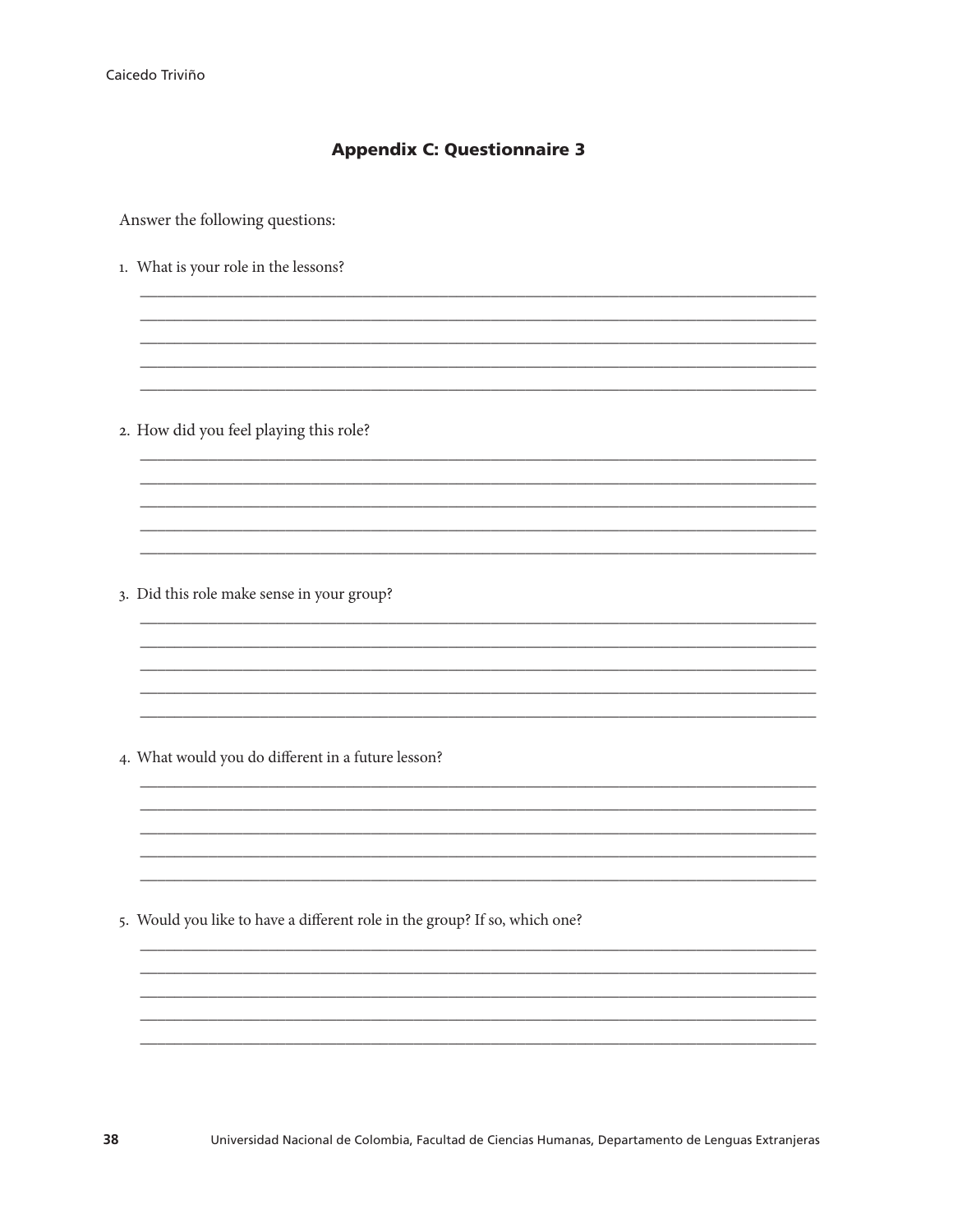## Appendix C: Questionnaire 3

Answer the following questions:

1. What is your role in the lessons?

_______________________________________________________________________________
_______________________________________________________________________________
_______________________________________________________________________________
_______________________________________________________________________________
_______________________________________________________________________________

2. How did you feel playing this role?

_______________________________________________________________________________
_______________________________________________________________________________
_______________________________________________________________________________
_______________________________________________________________________________
_______________________________________________________________________________

3. Did this role make sense in your group?

_______________________________________________________________________________
_______________________________________________________________________________
_______________________________________________________________________________
_______________________________________________________________________________
_______________________________________________________________________________

4. What would you do different in a future lesson?

_______________________________________________________________________________
_______________________________________________________________________________
_______________________________________________________________________________
_______________________________________________________________________________
_______________________________________________________________________________

5. Would you like to have a different role in the group? If so, which one?

_______________________________________________________________________________
_______________________________________________________________________________
_______________________________________________________________________________
_______________________________________________________________________________
_______________________________________________________________________________